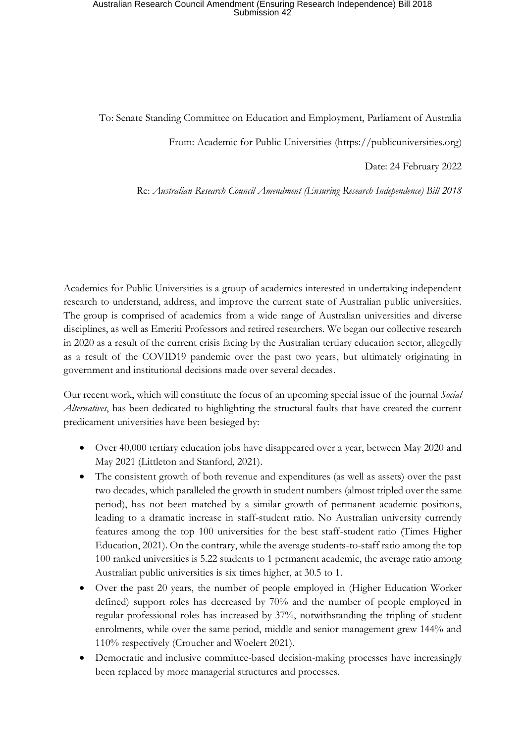To: Senate Standing Committee on Education and Employment, Parliament of Australia

From: Academic for Public Universities (https://publicuniversities.org)

Date: 24 February 2022

Re: *Australian Research Council Amendment (Ensuring Research Independence) Bill 2018*

Academics for Public Universities is a group of academics interested in undertaking independent research to understand, address, and improve the current state of Australian public universities. The group is comprised of academics from a wide range of Australian universities and diverse disciplines, as well as Emeriti Professors and retired researchers. We began our collective research in 2020 as a result of the current crisis facing by the Australian tertiary education sector, allegedly as a result of the COVID19 pandemic over the past two years, but ultimately originating in government and institutional decisions made over several decades.

Our recent work, which will constitute the focus of an upcoming special issue of the journal *Social Alternatives*, has been dedicated to highlighting the structural faults that have created the current predicament universities have been besieged by:

- Over 40,000 tertiary education jobs have disappeared over a year, between May 2020 and May 2021 (Littleton and Stanford, 2021).
- The consistent growth of both revenue and expenditures (as well as assets) over the past two decades, which paralleled the growth in student numbers (almost tripled over the same period), has not been matched by a similar growth of permanent academic positions, leading to a dramatic increase in staff-student ratio. No Australian university currently features among the top 100 universities for the best staff-student ratio (Times Higher Education, 2021). On the contrary, while the average students-to-staff ratio among the top 100 ranked universities is 5.22 students to 1 permanent academic, the average ratio among Australian public universities is six times higher, at 30.5 to 1.
- Over the past 20 years, the number of people employed in (Higher Education Worker defined) support roles has decreased by 70% and the number of people employed in regular professional roles has increased by 37%, notwithstanding the tripling of student enrolments, while over the same period, middle and senior management grew 144% and 110% respectively (Croucher and Woelert 2021).
- Democratic and inclusive committee-based decision-making processes have increasingly been replaced by more managerial structures and processes.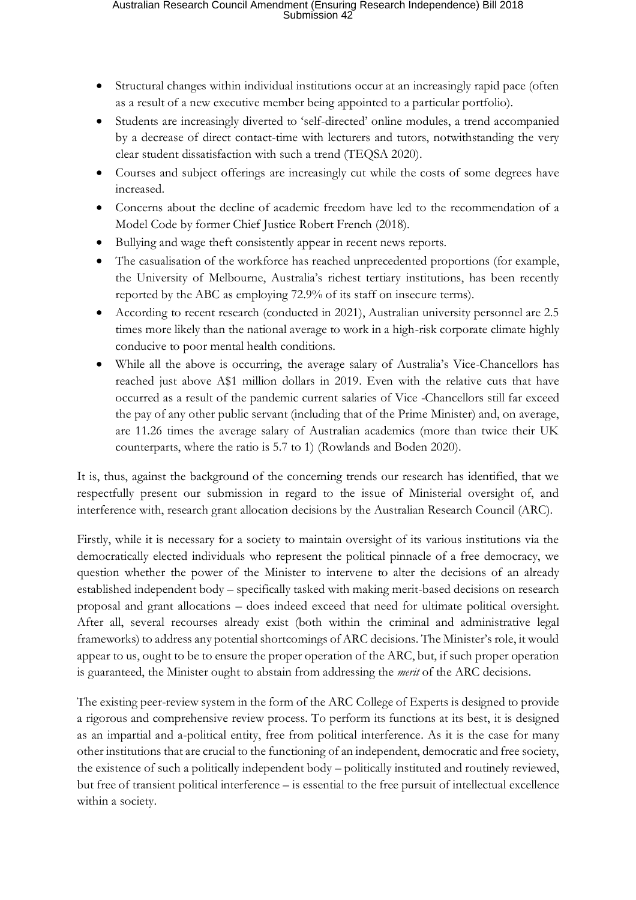- Structural changes within individual institutions occur at an increasingly rapid pace (often as a result of a new executive member being appointed to a particular portfolio).
- Students are increasingly diverted to 'self-directed' online modules, a trend accompanied by a decrease of direct contact-time with lecturers and tutors, notwithstanding the very clear student dissatisfaction with such a trend (TEQSA 2020).
- Courses and subject offerings are increasingly cut while the costs of some degrees have increased.
- Concerns about the decline of academic freedom have led to the recommendation of a Model Code by former Chief Justice Robert French (2018).
- Bullying and wage theft consistently appear in recent news reports.
- The casualisation of the workforce has reached unprecedented proportions (for example, the University of Melbourne, Australia's richest tertiary institutions, has been recently reported by the ABC as employing 72.9% of its staff on insecure terms).
- According to recent research (conducted in 2021), Australian university personnel are 2.5 times more likely than the national average to work in a high-risk corporate climate highly conducive to poor mental health conditions.
- While all the above is occurring, the average salary of Australia's Vice-Chancellors has reached just above A$1 million dollars in 2019. Even with the relative cuts that have occurred as a result of the pandemic current salaries of Vice -Chancellors still far exceed the pay of any other public servant (including that of the Prime Minister) and, on average, are 11.26 times the average salary of Australian academics (more than twice their UK counterparts, where the ratio is 5.7 to 1) (Rowlands and Boden 2020).

It is, thus, against the background of the concerning trends our research has identified, that we respectfully present our submission in regard to the issue of Ministerial oversight of, and interference with, research grant allocation decisions by the Australian Research Council (ARC).

Firstly, while it is necessary for a society to maintain oversight of its various institutions via the democratically elected individuals who represent the political pinnacle of a free democracy, we question whether the power of the Minister to intervene to alter the decisions of an already established independent body – specifically tasked with making merit-based decisions on research proposal and grant allocations – does indeed exceed that need for ultimate political oversight. After all, several recourses already exist (both within the criminal and administrative legal frameworks) to address any potential shortcomings of ARC decisions. The Minister's role, it would appear to us, ought to be to ensure the proper operation of the ARC, but, if such proper operation is guaranteed, the Minister ought to abstain from addressing the *merit* of the ARC decisions.

The existing peer-review system in the form of the ARC College of Experts is designed to provide a rigorous and comprehensive review process. To perform its functions at its best, it is designed as an impartial and a-political entity, free from political interference. As it is the case for many other institutions that are crucial to the functioning of an independent, democratic and free society, the existence of such a politically independent body – politically instituted and routinely reviewed, but free of transient political interference – is essential to the free pursuit of intellectual excellence within a society.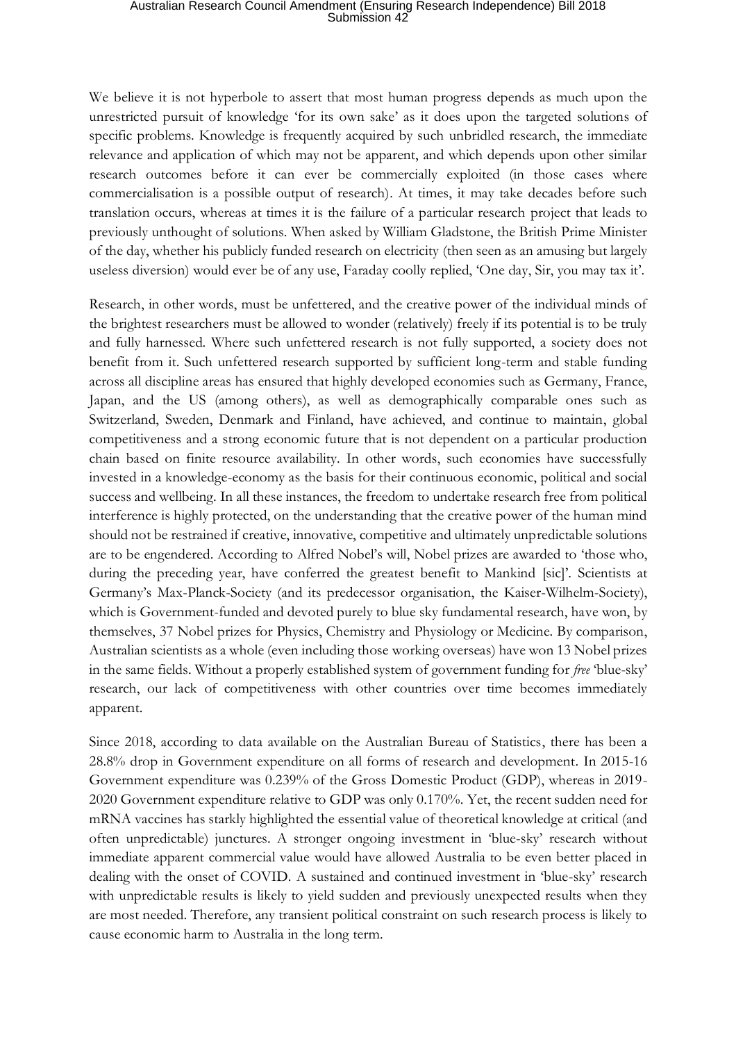We believe it is not hyperbole to assert that most human progress depends as much upon the unrestricted pursuit of knowledge 'for its own sake' as it does upon the targeted solutions of specific problems. Knowledge is frequently acquired by such unbridled research, the immediate relevance and application of which may not be apparent, and which depends upon other similar research outcomes before it can ever be commercially exploited (in those cases where commercialisation is a possible output of research). At times, it may take decades before such translation occurs, whereas at times it is the failure of a particular research project that leads to previously unthought of solutions. When asked by William Gladstone, the British Prime Minister of the day, whether his publicly funded research on electricity (then seen as an amusing but largely useless diversion) would ever be of any use, Faraday coolly replied, 'One day, Sir, you may tax it'.

Research, in other words, must be unfettered, and the creative power of the individual minds of the brightest researchers must be allowed to wonder (relatively) freely if its potential is to be truly and fully harnessed. Where such unfettered research is not fully supported, a society does not benefit from it. Such unfettered research supported by sufficient long-term and stable funding across all discipline areas has ensured that highly developed economies such as Germany, France, Japan, and the US (among others), as well as demographically comparable ones such as Switzerland, Sweden, Denmark and Finland, have achieved, and continue to maintain, global competitiveness and a strong economic future that is not dependent on a particular production chain based on finite resource availability. In other words, such economies have successfully invested in a knowledge-economy as the basis for their continuous economic, political and social success and wellbeing. In all these instances, the freedom to undertake research free from political interference is highly protected, on the understanding that the creative power of the human mind should not be restrained if creative, innovative, competitive and ultimately unpredictable solutions are to be engendered. According to Alfred Nobel's will, Nobel prizes are awarded to 'those who, during the preceding year, have conferred the greatest benefit to Mankind [sic]'. Scientists at Germany's Max-Planck-Society (and its predecessor organisation, the Kaiser-Wilhelm-Society), which is Government-funded and devoted purely to blue sky fundamental research, have won, by themselves, 37 Nobel prizes for Physics, Chemistry and Physiology or Medicine. By comparison, Australian scientists as a whole (even including those working overseas) have won 13 Nobel prizes in the same fields. Without a properly established system of government funding for *free* 'blue-sky' research, our lack of competitiveness with other countries over time becomes immediately apparent.

Since 2018, according to data available on the Australian Bureau of Statistics, there has been a 28.8% drop in Government expenditure on all forms of research and development. In 2015-16 Government expenditure was 0.239% of the Gross Domestic Product (GDP), whereas in 2019-2020 Government expenditure relative to GDP was only 0.170%. Yet, the recent sudden need for mRNA vaccines has starkly highlighted the essential value of theoretical knowledge at critical (and often unpredictable) junctures. A stronger ongoing investment in 'blue-sky' research without immediate apparent commercial value would have allowed Australia to be even better placed in dealing with the onset of COVID. A sustained and continued investment in 'blue-sky' research with unpredictable results is likely to yield sudden and previously unexpected results when they are most needed. Therefore, any transient political constraint on such research process is likely to cause economic harm to Australia in the long term.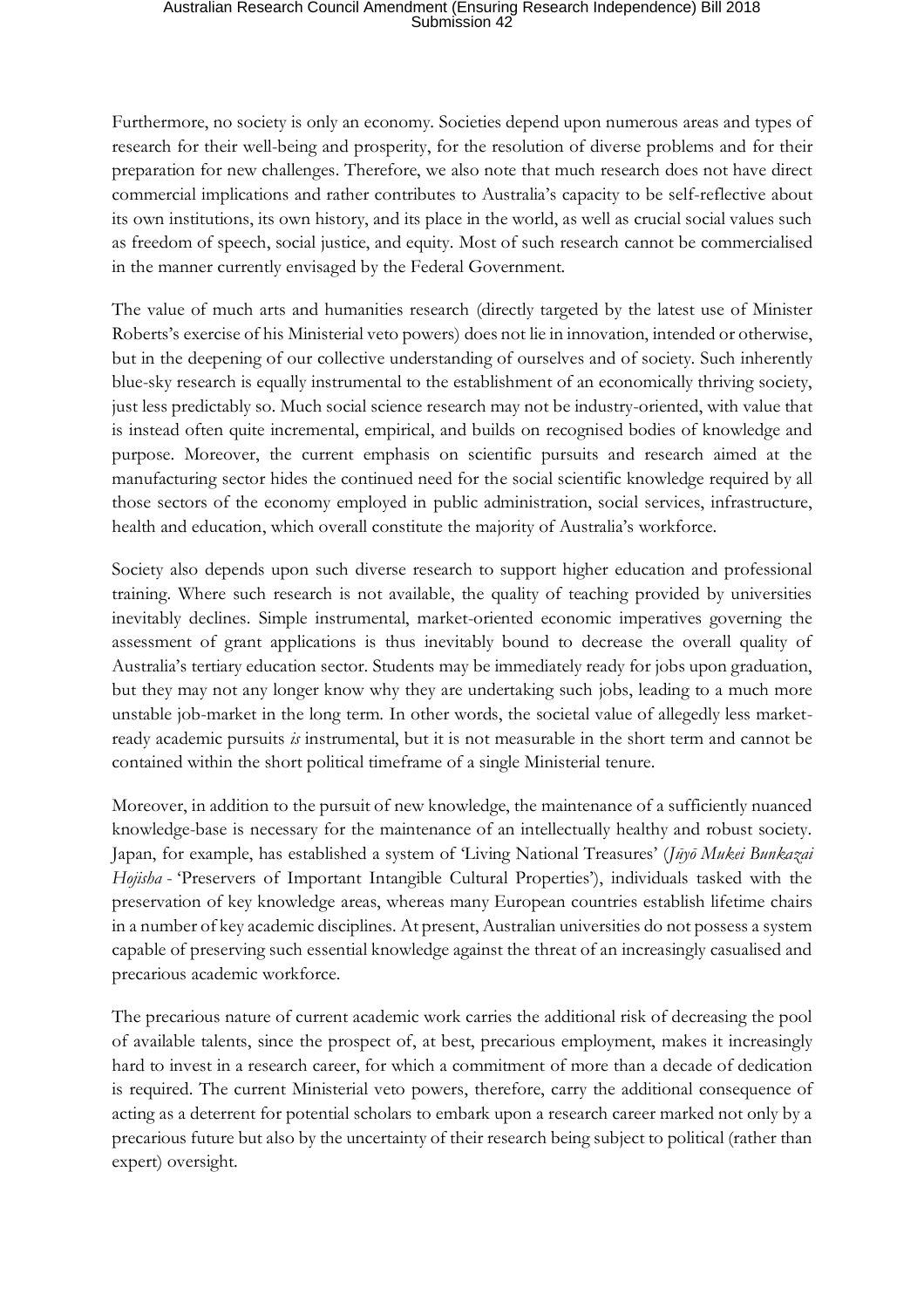Furthermore, no society is only an economy. Societies depend upon numerous areas and types of research for their well-being and prosperity, for the resolution of diverse problems and for their preparation for new challenges. Therefore, we also note that much research does not have direct commercial implications and rather contributes to Australia's capacity to be self-reflective about its own institutions, its own history, and its place in the world, as well as crucial social values such as freedom of speech, social justice, and equity. Most of such research cannot be commercialised in the manner currently envisaged by the Federal Government.

The value of much arts and humanities research (directly targeted by the latest use of Minister Roberts's exercise of his Ministerial veto powers) does not lie in innovation, intended or otherwise, but in the deepening of our collective understanding of ourselves and of society. Such inherently blue-sky research is equally instrumental to the establishment of an economically thriving society, just less predictably so. Much social science research may not be industry-oriented, with value that is instead often quite incremental, empirical, and builds on recognised bodies of knowledge and purpose. Moreover, the current emphasis on scientific pursuits and research aimed at the manufacturing sector hides the continued need for the social scientific knowledge required by all those sectors of the economy employed in public administration, social services, infrastructure, health and education, which overall constitute the majority of Australia's workforce.

Society also depends upon such diverse research to support higher education and professional training. Where such research is not available, the quality of teaching provided by universities inevitably declines. Simple instrumental, market-oriented economic imperatives governing the assessment of grant applications is thus inevitably bound to decrease the overall quality of Australia's tertiary education sector. Students may be immediately ready for jobs upon graduation, but they may not any longer know why they are undertaking such jobs, leading to a much more unstable job-market in the long term. In other words, the societal value of allegedly less market-ready academic pursuits *is* instrumental, but it is not measurable in the short term and cannot be contained within the short political timeframe of a single Ministerial tenure.

Moreover, in addition to the pursuit of new knowledge, the maintenance of a sufficiently nuanced knowledge-base is necessary for the maintenance of an intellectually healthy and robust society. Japan, for example, has established a system of 'Living National Treasures' (*Jūyō Mukei Bunkazai Hojisha* - 'Preservers of Important Intangible Cultural Properties'), individuals tasked with the preservation of key knowledge areas, whereas many European countries establish lifetime chairs in a number of key academic disciplines. At present, Australian universities do not possess a system capable of preserving such essential knowledge against the threat of an increasingly casualised and precarious academic workforce.

The precarious nature of current academic work carries the additional risk of decreasing the pool of available talents, since the prospect of, at best, precarious employment, makes it increasingly hard to invest in a research career, for which a commitment of more than a decade of dedication is required. The current Ministerial veto powers, therefore, carry the additional consequence of acting as a deterrent for potential scholars to embark upon a research career marked not only by a precarious future but also by the uncertainty of their research being subject to political (rather than expert) oversight.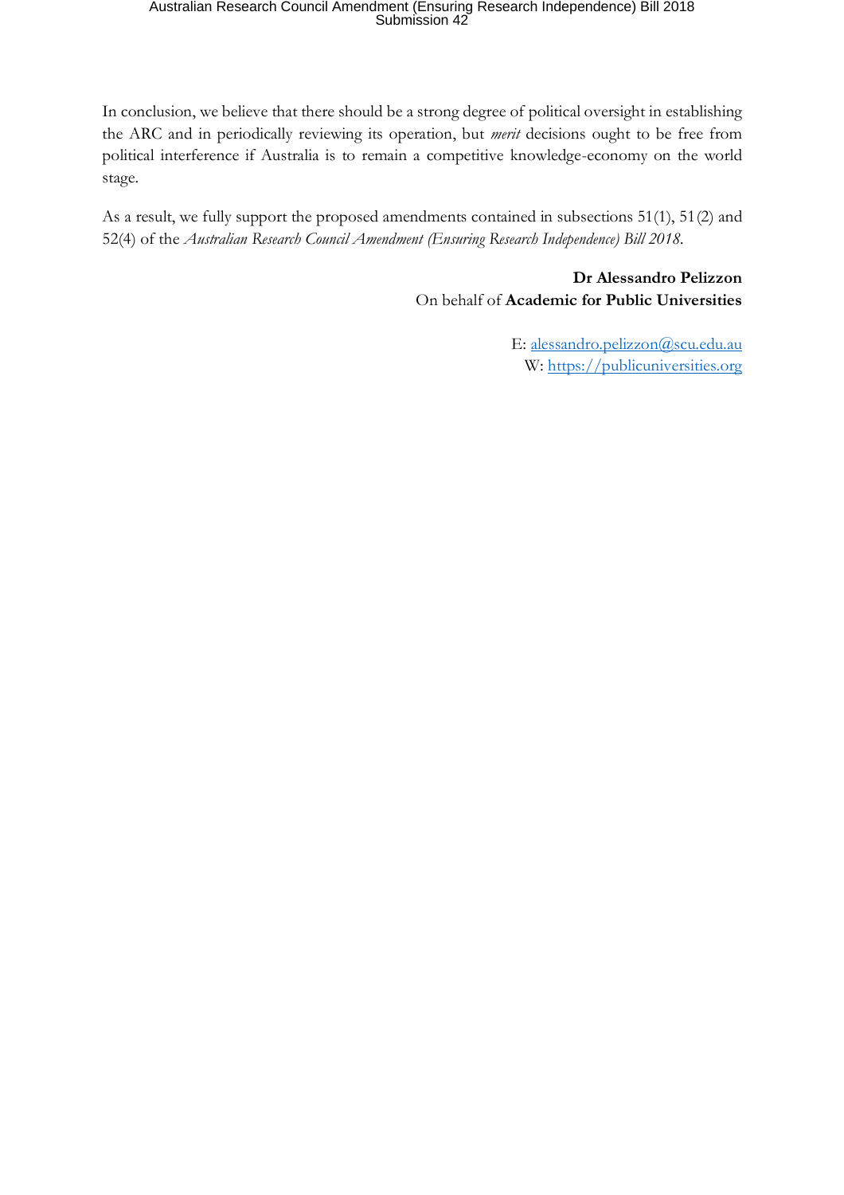In conclusion, we believe that there should be a strong degree of political oversight in establishing the ARC and in periodically reviewing its operation, but *merit* decisions ought to be free from political interference if Australia is to remain a competitive knowledge-economy on the world stage.

As a result, we fully support the proposed amendments contained in subsections 51(1), 51(2) and 52(4) of the *Australian Research Council Amendment (Ensuring Research Independence) Bill 2018*.

**Dr Alessandro Pelizzon**
On behalf of **Academic for Public Universities**

E: alessandro.pelizzon@scu.edu.au
W: https://publicuniversities.org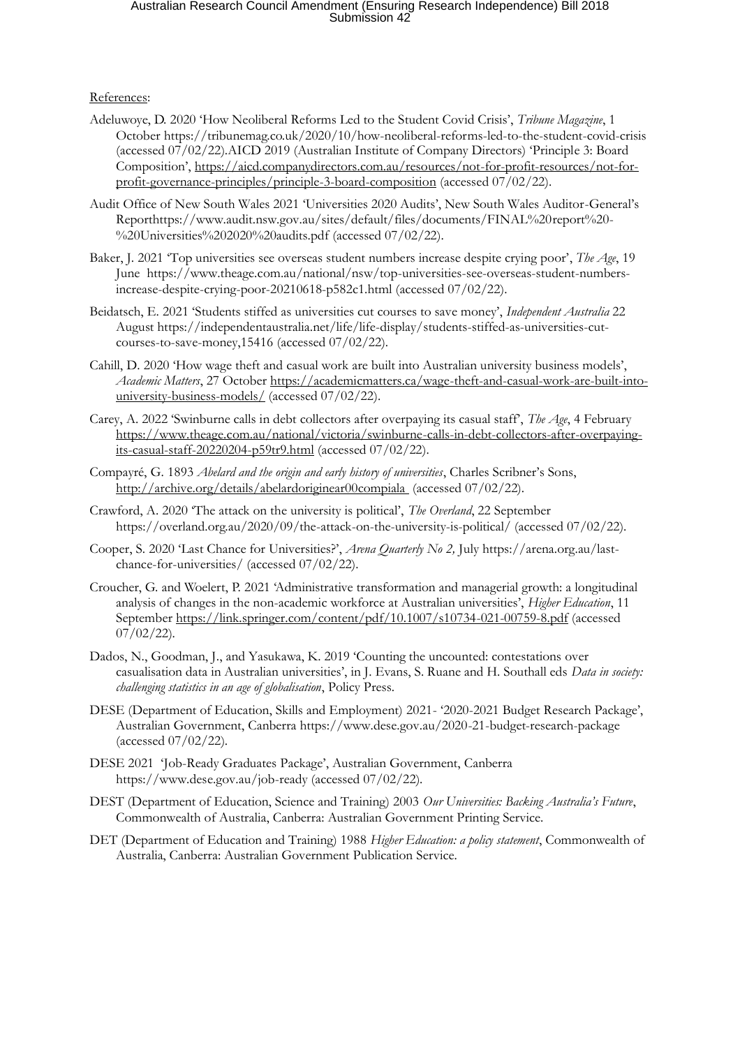References:

Adeluwoye, D. 2020 'How Neoliberal Reforms Led to the Student Covid Crisis', *Tribune Magazine*, 1 October https://tribunemag.co.uk/2020/10/how-neoliberal-reforms-led-to-the-student-covid-crisis (accessed 07/02/22).AICD 2019 (Australian Institute of Company Directors) 'Principle 3: Board Composition', https://aicd.companydirectors.com.au/resources/not-for-profit-resources/not-for-profit-governance-principles/principle-3-board-composition (accessed 07/02/22).

Audit Office of New South Wales 2021 'Universities 2020 Audits', New South Wales Auditor-General's Reporthttps://www.audit.nsw.gov.au/sites/default/files/documents/FINAL%20report%20-%20Universities%202020%20audits.pdf (accessed 07/02/22).

Baker, J. 2021 'Top universities see overseas student numbers increase despite crying poor', *The Age*, 19 June https://www.theage.com.au/national/nsw/top-universities-see-overseas-student-numbers-increase-despite-crying-poor-20210618-p582c1.html (accessed 07/02/22).

Beidatsch, E. 2021 'Students stiffed as universities cut courses to save money', *Independent Australia* 22 August https://independentaustralia.net/life/life-display/students-stiffed-as-universities-cut-courses-to-save-money,15416 (accessed 07/02/22).

Cahill, D. 2020 'How wage theft and casual work are built into Australian university business models', *Academic Matters*, 27 October https://academicmatters.ca/wage-theft-and-casual-work-are-built-into-university-business-models/ (accessed 07/02/22).

Carey, A. 2022 'Swinburne calls in debt collectors after overpaying its casual staff', *The Age*, 4 February https://www.theage.com.au/national/victoria/swinburne-calls-in-debt-collectors-after-overpaying-its-casual-staff-20220204-p59tr9.html (accessed 07/02/22).

Compayré, G. 1893 *Abelard and the origin and early history of universities*, Charles Scribner's Sons, http://archive.org/details/abelardoriginear00compiala (accessed 07/02/22).

Crawford, A. 2020 'The attack on the university is political', *The Overland*, 22 September https://overland.org.au/2020/09/the-attack-on-the-university-is-political/ (accessed 07/02/22).

Cooper, S. 2020 'Last Chance for Universities?', *Arena Quarterly No 2,* July https://arena.org.au/last-chance-for-universities/ (accessed 07/02/22).

Croucher, G. and Woelert, P. 2021 'Administrative transformation and managerial growth: a longitudinal analysis of changes in the non-academic workforce at Australian universities', *Higher Education*, 11 September https://link.springer.com/content/pdf/10.1007/s10734-021-00759-8.pdf (accessed 07/02/22).

Dados, N., Goodman, J., and Yasukawa, K. 2019 'Counting the uncounted: contestations over casualisation data in Australian universities', in J. Evans, S. Ruane and H. Southall eds *Data in society: challenging statistics in an age of globalisation*, Policy Press.

DESE (Department of Education, Skills and Employment) 2021- '2020-2021 Budget Research Package', Australian Government, Canberra https://www.dese.gov.au/2020-21-budget-research-package (accessed 07/02/22).

DESE 2021 'Job-Ready Graduates Package', Australian Government, Canberra https://www.dese.gov.au/job-ready (accessed 07/02/22).

DEST (Department of Education, Science and Training) 2003 *Our Universities: Backing Australia's Future*, Commonwealth of Australia, Canberra: Australian Government Printing Service.

DET (Department of Education and Training) 1988 *Higher Education: a policy statement*, Commonwealth of Australia, Canberra: Australian Government Publication Service.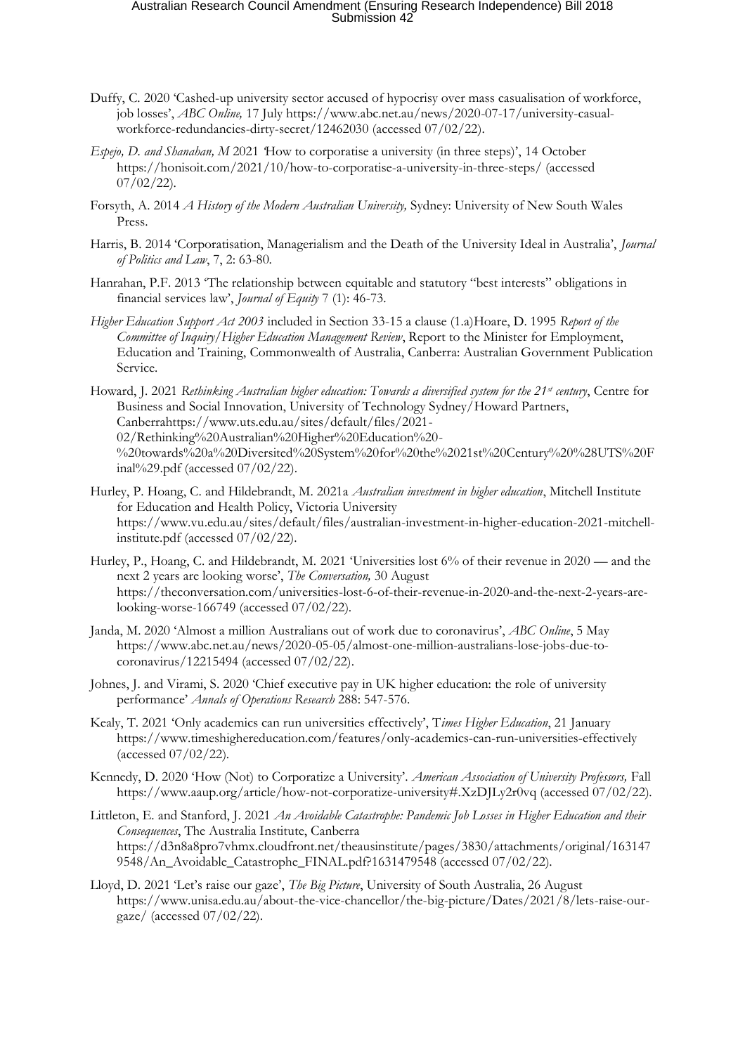Duffy, C. 2020 'Cashed-up university sector accused of hypocrisy over mass casualisation of workforce, job losses', *ABC Online,* 17 July https://www.abc.net.au/news/2020-07-17/university-casual-workforce-redundancies-dirty-secret/12462030 (accessed 07/02/22).

*Espejo, D. and Shanahan, M* 2021 'How to corporatise a university (in three steps)', 14 October https://honisoit.com/2021/10/how-to-corporatise-a-university-in-three-steps/ (accessed 07/02/22).

Forsyth, A. 2014 *A History of the Modern Australian University,* Sydney: University of New South Wales Press.

Harris, B. 2014 'Corporatisation, Managerialism and the Death of the University Ideal in Australia', *Journal of Politics and Law*, 7, 2: 63-80.

Hanrahan, P.F. 2013 'The relationship between equitable and statutory "best interests" obligations in financial services law', *Journal of Equity* 7 (1): 46-73.

*Higher Education Support Act 2003* included in Section 33-15 a clause (1.a)Hoare, D. 1995 *Report of the Committee of Inquiry/Higher Education Management Review*, Report to the Minister for Employment, Education and Training, Commonwealth of Australia, Canberra: Australian Government Publication Service.

Howard, J. 2021 *Rethinking Australian higher education: Towards a diversified system for the 21st century*, Centre for Business and Social Innovation, University of Technology Sydney/Howard Partners, Canberrahttps://www.uts.edu.au/sites/default/files/2021-02/Rethinking%20Australian%20Higher%20Education%20-%20towards%20a%20Diversited%20System%20for%20the%2021st%20Century%20%28UTS%20Final%29.pdf (accessed 07/02/22).

Hurley, P. Hoang, C. and Hildebrandt, M. 2021a *Australian investment in higher education*, Mitchell Institute for Education and Health Policy, Victoria University https://www.vu.edu.au/sites/default/files/australian-investment-in-higher-education-2021-mitchell-institute.pdf (accessed 07/02/22).

Hurley, P., Hoang, C. and Hildebrandt, M. 2021 'Universities lost 6% of their revenue in 2020 — and the next 2 years are looking worse', *The Conversation,* 30 August https://theconversation.com/universities-lost-6-of-their-revenue-in-2020-and-the-next-2-years-are-looking-worse-166749 (accessed 07/02/22).

Janda, M. 2020 'Almost a million Australians out of work due to coronavirus', *ABC Online*, 5 May https://www.abc.net.au/news/2020-05-05/almost-one-million-australians-lose-jobs-due-to-coronavirus/12215494 (accessed 07/02/22).

Johnes, J. and Virami, S. 2020 'Chief executive pay in UK higher education: the role of university performance' *Annals of Operations Research* 288: 547-576.

Kealy, T. 2021 'Only academics can run universities effectively', T*imes Higher Education*, 21 January https://www.timeshighereducation.com/features/only-academics-can-run-universities-effectively (accessed 07/02/22).

Kennedy, D. 2020 'How (Not) to Corporatize a University'. *American Association of University Professors,* Fall https://www.aaup.org/article/how-not-corporatize-university#.XzDJLy2r0vq (accessed 07/02/22).

Littleton, E. and Stanford, J. 2021 *An Avoidable Catastrophe: Pandemic Job Losses in Higher Education and their Consequences*, The Australia Institute, Canberra https://d3n8a8pro7vhmx.cloudfront.net/theausinstitute/pages/3830/attachments/original/1631479548/An_Avoidable_Catastrophe_FINAL.pdf?1631479548 (accessed 07/02/22).

Lloyd, D. 2021 'Let's raise our gaze', *The Big Picture*, University of South Australia, 26 August https://www.unisa.edu.au/about-the-vice-chancellor/the-big-picture/Dates/2021/8/lets-raise-our-gaze/ (accessed 07/02/22).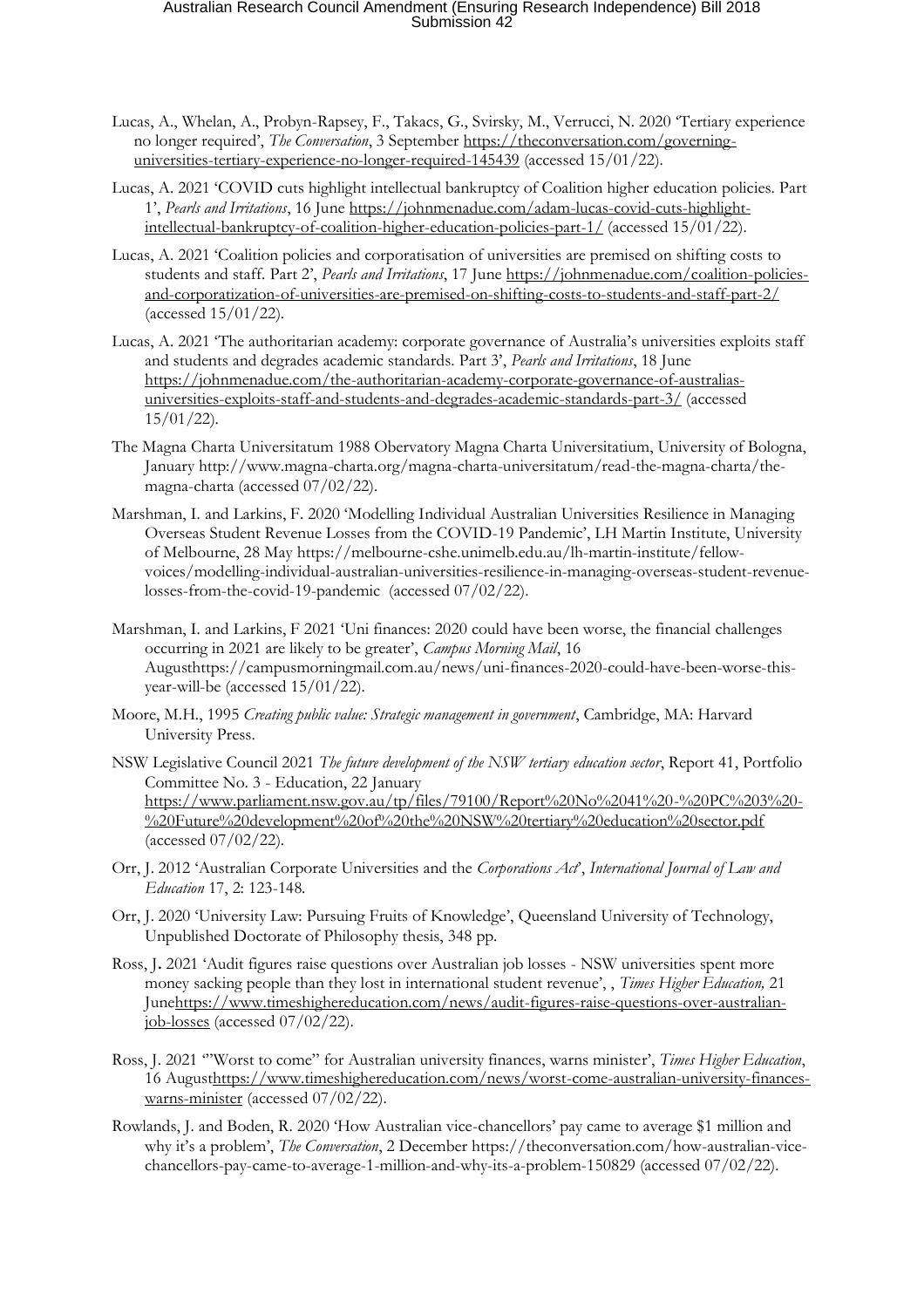Lucas, A., Whelan, A., Probyn-Rapsey, F., Takacs, G., Svirsky, M., Verrucci, N. 2020 'Tertiary experience no longer required', *The Conversation*, 3 September https://theconversation.com/governing-universities-tertiary-experience-no-longer-required-145439 (accessed 15/01/22).

Lucas, A. 2021 'COVID cuts highlight intellectual bankruptcy of Coalition higher education policies. Part 1', *Pearls and Irritations*, 16 June https://johnmenadue.com/adam-lucas-covid-cuts-highlight-intellectual-bankruptcy-of-coalition-higher-education-policies-part-1/ (accessed 15/01/22).

Lucas, A. 2021 'Coalition policies and corporatisation of universities are premised on shifting costs to students and staff. Part 2', *Pearls and Irritations*, 17 June https://johnmenadue.com/coalition-policies-and-corporatization-of-universities-are-premised-on-shifting-costs-to-students-and-staff-part-2/ (accessed 15/01/22).

Lucas, A. 2021 'The authoritarian academy: corporate governance of Australia's universities exploits staff and students and degrades academic standards. Part 3', *Pearls and Irritations*, 18 June https://johnmenadue.com/the-authoritarian-academy-corporate-governance-of-australias-universities-exploits-staff-and-students-and-degrades-academic-standards-part-3/ (accessed 15/01/22).

The Magna Charta Universitatum 1988 Obervatory Magna Charta Universitatium, University of Bologna, January http://www.magna-charta.org/magna-charta-universitatum/read-the-magna-charta/the-magna-charta (accessed 07/02/22).

Marshman, I. and Larkins, F. 2020 'Modelling Individual Australian Universities Resilience in Managing Overseas Student Revenue Losses from the COVID-19 Pandemic', LH Martin Institute, University of Melbourne, 28 May https://melbourne-cshe.unimelb.edu.au/lh-martin-institute/fellow-voices/modelling-individual-australian-universities-resilience-in-managing-overseas-student-revenue-losses-from-the-covid-19-pandemic (accessed 07/02/22).

Marshman, I. and Larkins, F 2021 'Uni finances: 2020 could have been worse, the financial challenges occurring in 2021 are likely to be greater', *Campus Morning Mail*, 16 Augusthttps://campusmorningmail.com.au/news/uni-finances-2020-could-have-been-worse-this-year-will-be (accessed 15/01/22).

Moore, M.H., 1995 *Creating public value: Strategic management in government*, Cambridge, MA: Harvard University Press.

NSW Legislative Council 2021 *The future development of the NSW tertiary education sector*, Report 41, Portfolio Committee No. 3 - Education, 22 January https://www.parliament.nsw.gov.au/tp/files/79100/Report%20No%2041%20-%20PC%203%20-%20Future%20development%20of%20the%20NSW%20tertiary%20education%20sector.pdf (accessed 07/02/22).

Orr, J. 2012 'Australian Corporate Universities and the *Corporations Act*', *International Journal of Law and Education* 17, 2: 123-148.

Orr, J. 2020 'University Law: Pursuing Fruits of Knowledge', Queensland University of Technology, Unpublished Doctorate of Philosophy thesis, 348 pp.

Ross, J**.** 2021 'Audit figures raise questions over Australian job losses - NSW universities spent more money sacking people than they lost in international student revenue', , *Times Higher Education,* 21 Junehttps://www.timeshighereducation.com/news/audit-figures-raise-questions-over-australian-job-losses (accessed 07/02/22).

Ross, J. 2021 '"Worst to come" for Australian university finances, warns minister', *Times Higher Education*, 16 Augusthttps://www.timeshighereducation.com/news/worst-come-australian-university-finances-warns-minister (accessed 07/02/22).

Rowlands, J. and Boden, R. 2020 'How Australian vice-chancellors' pay came to average $1 million and why it's a problem', *The Conversation*, 2 December https://theconversation.com/how-australian-vice-chancellors-pay-came-to-average-1-million-and-why-its-a-problem-150829 (accessed 07/02/22).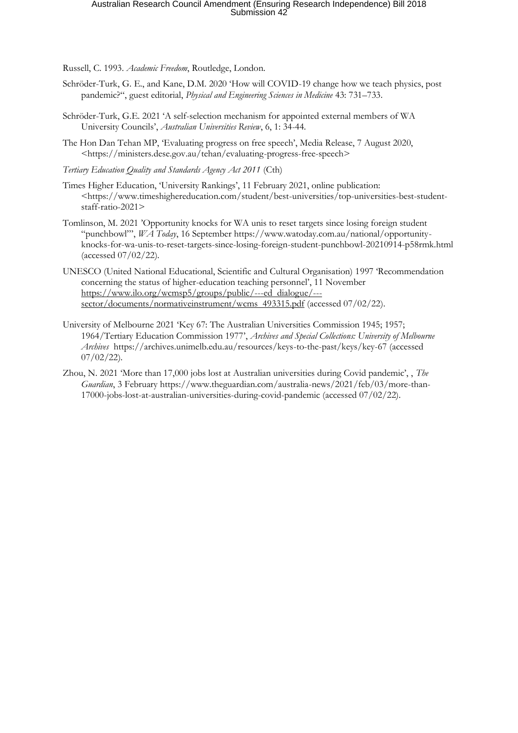Russell, C. 1993. *Academic Freedom*, Routledge, London.

Schröder-Turk, G. E., and Kane, D.M. 2020 'How will COVID-19 change how we teach physics, post pandemic?", guest editorial, *Physical and Engineering Sciences in Medicine* 43: 731–733.

Schröder-Turk, G.E. 2021 'A self-selection mechanism for appointed external members of WA University Councils', *Australian Universities Review*, 6, 1: 34-44.

The Hon Dan Tehan MP, 'Evaluating progress on free speech', Media Release, 7 August 2020, <https://ministers.dese.gov.au/tehan/evaluating-progress-free-speech>

*Tertiary Education Quality and Standards Agency Act 2011* (Cth)

Times Higher Education, 'University Rankings', 11 February 2021, online publication: <https://www.timeshighereducation.com/student/best-universities/top-universities-best-student-staff-ratio-2021>

Tomlinson, M. 2021 'Opportunity knocks for WA unis to reset targets since losing foreign student "punchbowl"', *WA Today*, 16 September https://www.watoday.com.au/national/opportunity-knocks-for-wa-unis-to-reset-targets-since-losing-foreign-student-punchbowl-20210914-p58rmk.html (accessed 07/02/22).

UNESCO (United National Educational, Scientific and Cultural Organisation) 1997 'Recommendation concerning the status of higher-education teaching personnel', 11 November https://www.ilo.org/wcmsp5/groups/public/---ed_dialogue/---sector/documents/normativeinstrument/wcms_493315.pdf (accessed 07/02/22).

University of Melbourne 2021 'Key 67: The Australian Universities Commission 1945; 1957; 1964/Tertiary Education Commission 1977', *Archives and Special Collections: University of Melbourne Archives* https://archives.unimelb.edu.au/resources/keys-to-the-past/keys/key-67 (accessed 07/02/22).

Zhou, N. 2021 'More than 17,000 jobs lost at Australian universities during Covid pandemic', , *The Guardian*, 3 February https://www.theguardian.com/australia-news/2021/feb/03/more-than-17000-jobs-lost-at-australian-universities-during-covid-pandemic (accessed 07/02/22).